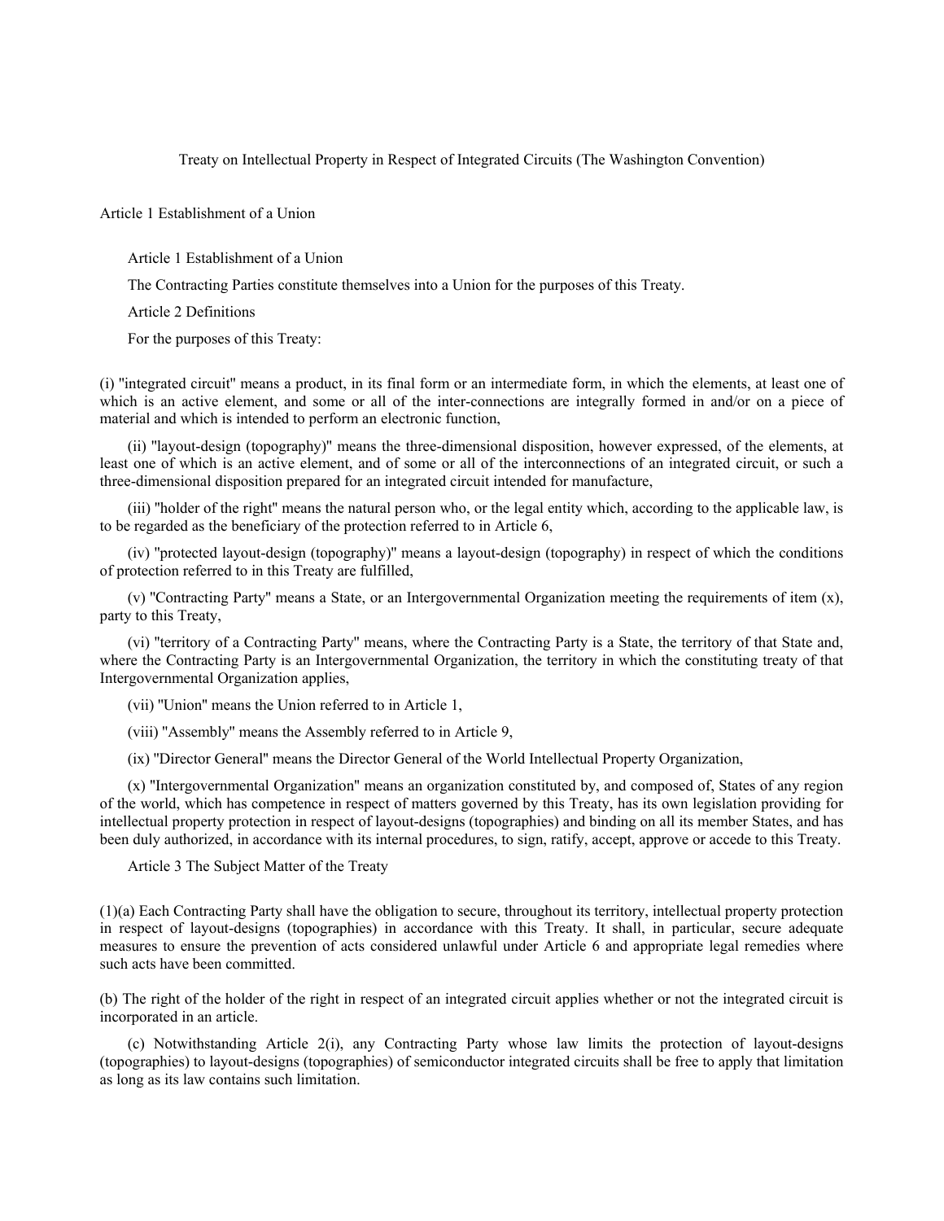# Treaty on Intellectual Property in Respect of Integrated Circuits (The Washington Convention)

## Article 1 Establishment of a Union

### Article 1 Establishment of a Union

The Contracting Parties constitute themselves into a Union for the purposes of this Treaty.

### Article 2 Definitions

For the purposes of this Treaty:

(i) "integrated circuit" means a product, in its final form or an intermediate form, in which the elements, at least one of which is an active element, and some or all of the inter-connections are integrally formed in and/or on a piece of material and which is intended to perform an electronic function,

(ii) "layout-design (topography)" means the three-dimensional disposition, however expressed, of the elements, at least one of which is an active element, and of some or all of the interconnections of an integrated circuit, or such a three-dimensional disposition prepared for an integrated circuit intended for manufacture,

(iii) "holder of the right" means the natural person who, or the legal entity which, according to the applicable law, is to be regarded as the beneficiary of the protection referred to in Article 6,

(iv) "protected layout-design (topography)" means a layout-design (topography) in respect of which the conditions of protection referred to in this Treaty are fulfilled,

(v) "Contracting Party" means a State, or an Intergovernmental Organization meeting the requirements of item (x), party to this Treaty,

(vi) "territory of a Contracting Party" means, where the Contracting Party is a State, the territory of that State and, where the Contracting Party is an Intergovernmental Organization, the territory in which the constituting treaty of that Intergovernmental Organization applies,

(vii) "Union" means the Union referred to in Article 1,

(viii) "Assembly" means the Assembly referred to in Article 9,

(ix) "Director General" means the Director General of the World Intellectual Property Organization,

(x) "Intergovernmental Organization" means an organization constituted by, and composed of, States of any region of the world, which has competence in respect of matters governed by this Treaty, has its own legislation providing for intellectual property protection in respect of layout-designs (topographies) and binding on all its member States, and has been duly authorized, in accordance with its internal procedures, to sign, ratify, accept, approve or accede to this Treaty.

### Article 3 The Subject Matter of the Treaty

(1)(a) Each Contracting Party shall have the obligation to secure, throughout its territory, intellectual property protection in respect of layout-designs (topographies) in accordance with this Treaty. It shall, in particular, secure adequate measures to ensure the prevention of acts considered unlawful under Article 6 and appropriate legal remedies where such acts have been committed.

(b) The right of the holder of the right in respect of an integrated circuit applies whether or not the integrated circuit is incorporated in an article.

(c) Notwithstanding Article 2(i), any Contracting Party whose law limits the protection of layout-designs (topographies) to layout-designs (topographies) of semiconductor integrated circuits shall be free to apply that limitation as long as its law contains such limitation.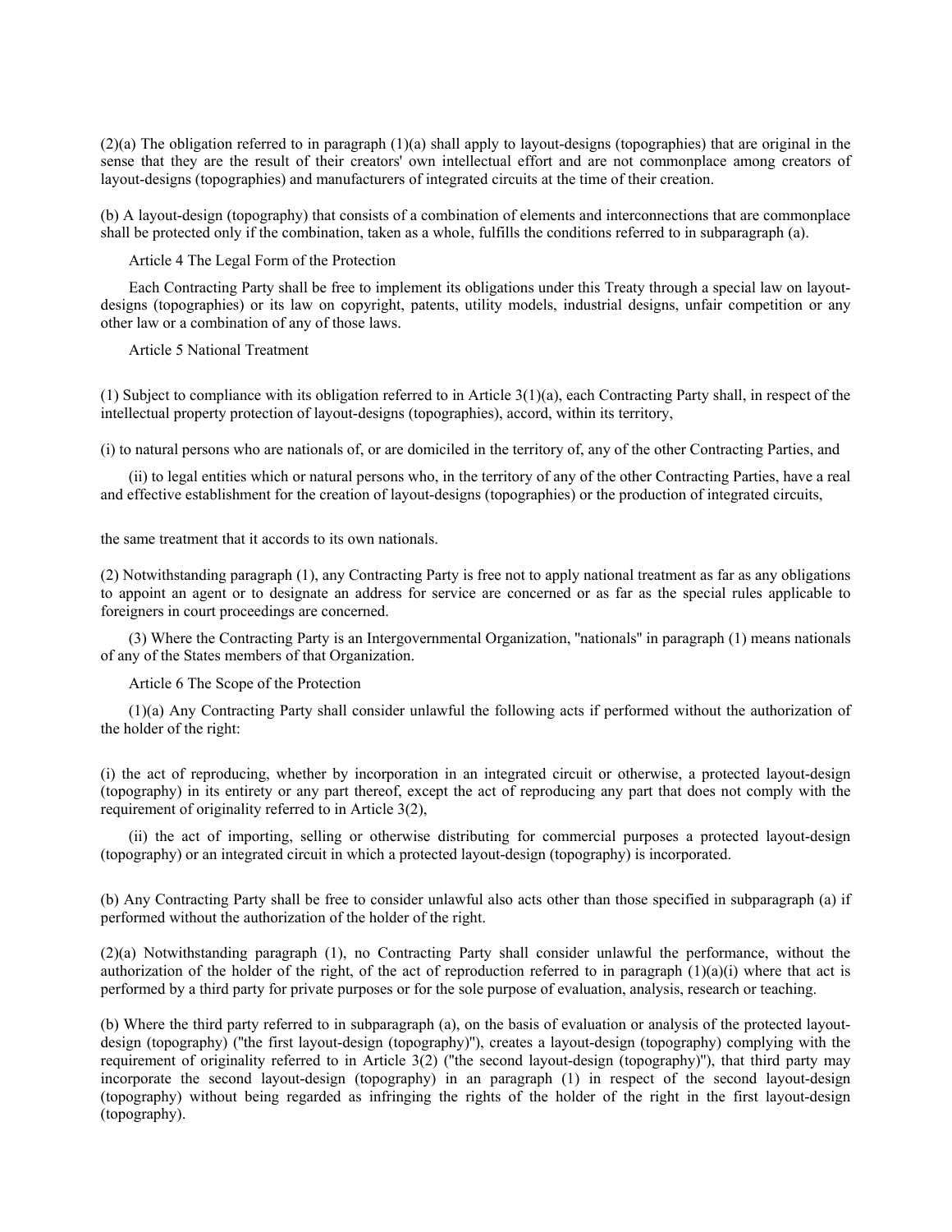(2)(a) The obligation referred to in paragraph (1)(a) shall apply to layout-designs (topographies) that are original in the sense that they are the result of their creators' own intellectual effort and are not commonplace among creators of layout-designs (topographies) and manufacturers of integrated circuits at the time of their creation.

(b) A layout-design (topography) that consists of a combination of elements and interconnections that are commonplace shall be protected only if the combination, taken as a whole, fulfills the conditions referred to in subparagraph (a).

## Article 4 The Legal Form of the Protection

Each Contracting Party shall be free to implement its obligations under this Treaty through a special law on layout-designs (topographies) or its law on copyright, patents, utility models, industrial designs, unfair competition or any other law or a combination of any of those laws.

## Article 5 National Treatment

(1) Subject to compliance with its obligation referred to in Article 3(1)(a), each Contracting Party shall, in respect of the intellectual property protection of layout-designs (topographies), accord, within its territory,

(i) to natural persons who are nationals of, or are domiciled in the territory of, any of the other Contracting Parties, and

(ii) to legal entities which or natural persons who, in the territory of any of the other Contracting Parties, have a real and effective establishment for the creation of layout-designs (topographies) or the production of integrated circuits,

the same treatment that it accords to its own nationals.

(2) Notwithstanding paragraph (1), any Contracting Party is free not to apply national treatment as far as any obligations to appoint an agent or to designate an address for service are concerned or as far as the special rules applicable to foreigners in court proceedings are concerned.

(3) Where the Contracting Party is an Intergovernmental Organization, "nationals" in paragraph (1) means nationals of any of the States members of that Organization.

## Article 6 The Scope of the Protection

(1)(a) Any Contracting Party shall consider unlawful the following acts if performed without the authorization of the holder of the right:

(i) the act of reproducing, whether by incorporation in an integrated circuit or otherwise, a protected layout-design (topography) in its entirety or any part thereof, except the act of reproducing any part that does not comply with the requirement of originality referred to in Article 3(2),

(ii) the act of importing, selling or otherwise distributing for commercial purposes a protected layout-design (topography) or an integrated circuit in which a protected layout-design (topography) is incorporated.

(b) Any Contracting Party shall be free to consider unlawful also acts other than those specified in subparagraph (a) if performed without the authorization of the holder of the right.

(2)(a) Notwithstanding paragraph (1), no Contracting Party shall consider unlawful the performance, without the authorization of the holder of the right, of the act of reproduction referred to in paragraph (1)(a)(i) where that act is performed by a third party for private purposes or for the sole purpose of evaluation, analysis, research or teaching.

(b) Where the third party referred to in subparagraph (a), on the basis of evaluation or analysis of the protected layout-design (topography) ("the first layout-design (topography)"), creates a layout-design (topography) complying with the requirement of originality referred to in Article 3(2) ("the second layout-design (topography)"), that third party may incorporate the second layout-design (topography) in an paragraph (1) in respect of the second layout-design (topography) without being regarded as infringing the rights of the holder of the right in the first layout-design (topography).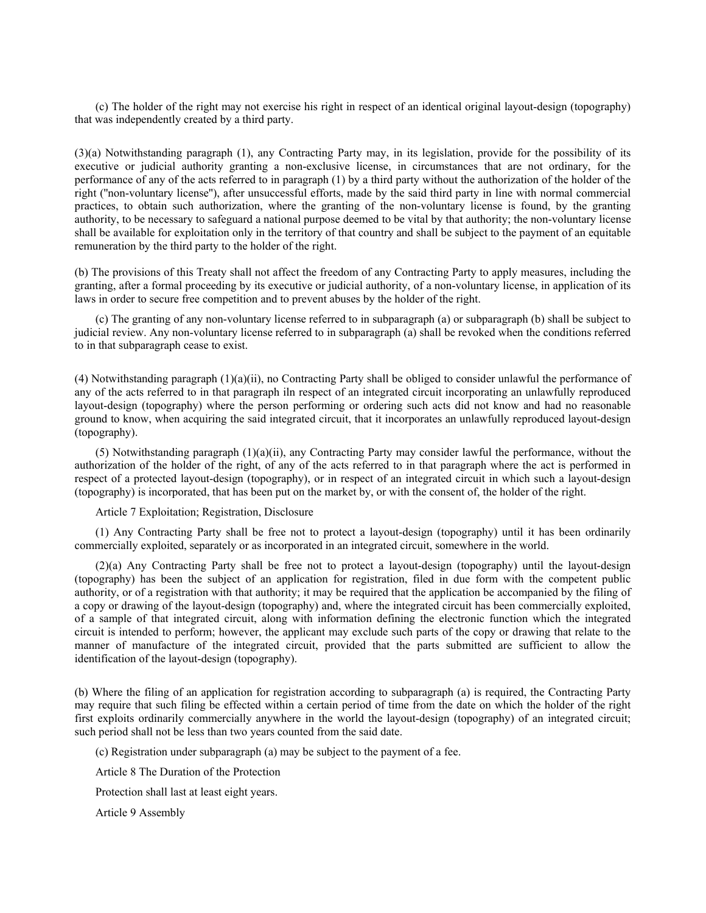(c) The holder of the right may not exercise his right in respect of an identical original layout-design (topography) that was independently created by a third party.

(3)(a) Notwithstanding paragraph (1), any Contracting Party may, in its legislation, provide for the possibility of its executive or judicial authority granting a non-exclusive license, in circumstances that are not ordinary, for the performance of any of the acts referred to in paragraph (1) by a third party without the authorization of the holder of the right ("non-voluntary license"), after unsuccessful efforts, made by the said third party in line with normal commercial practices, to obtain such authorization, where the granting of the non-voluntary license is found, by the granting authority, to be necessary to safeguard a national purpose deemed to be vital by that authority; the non-voluntary license shall be available for exploitation only in the territory of that country and shall be subject to the payment of an equitable remuneration by the third party to the holder of the right.

(b) The provisions of this Treaty shall not affect the freedom of any Contracting Party to apply measures, including the granting, after a formal proceeding by its executive or judicial authority, of a non-voluntary license, in application of its laws in order to secure free competition and to prevent abuses by the holder of the right.

(c) The granting of any non-voluntary license referred to in subparagraph (a) or subparagraph (b) shall be subject to judicial review. Any non-voluntary license referred to in subparagraph (a) shall be revoked when the conditions referred to in that subparagraph cease to exist.

(4) Notwithstanding paragraph (1)(a)(ii), no Contracting Party shall be obliged to consider unlawful the performance of any of the acts referred to in that paragraph iln respect of an integrated circuit incorporating an unlawfully reproduced layout-design (topography) where the person performing or ordering such acts did not know and had no reasonable ground to know, when acquiring the said integrated circuit, that it incorporates an unlawfully reproduced layout-design (topography).

(5) Notwithstanding paragraph (1)(a)(ii), any Contracting Party may consider lawful the performance, without the authorization of the holder of the right, of any of the acts referred to in that paragraph where the act is performed in respect of a protected layout-design (topography), or in respect of an integrated circuit in which such a layout-design (topography) is incorporated, that has been put on the market by, or with the consent of, the holder of the right.

Article 7 Exploitation; Registration, Disclosure

(1) Any Contracting Party shall be free not to protect a layout-design (topography) until it has been ordinarily commercially exploited, separately or as incorporated in an integrated circuit, somewhere in the world.

(2)(a) Any Contracting Party shall be free not to protect a layout-design (topography) until the layout-design (topography) has been the subject of an application for registration, filed in due form with the competent public authority, or of a registration with that authority; it may be required that the application be accompanied by the filing of a copy or drawing of the layout-design (topography) and, where the integrated circuit has been commercially exploited, of a sample of that integrated circuit, along with information defining the electronic function which the integrated circuit is intended to perform; however, the applicant may exclude such parts of the copy or drawing that relate to the manner of manufacture of the integrated circuit, provided that the parts submitted are sufficient to allow the identification of the layout-design (topography).

(b) Where the filing of an application for registration according to subparagraph (a) is required, the Contracting Party may require that such filing be effected within a certain period of time from the date on which the holder of the right first exploits ordinarily commercially anywhere in the world the layout-design (topography) of an integrated circuit; such period shall not be less than two years counted from the said date.

(c) Registration under subparagraph (a) may be subject to the payment of a fee.

Article 8 The Duration of the Protection

Protection shall last at least eight years.

Article 9 Assembly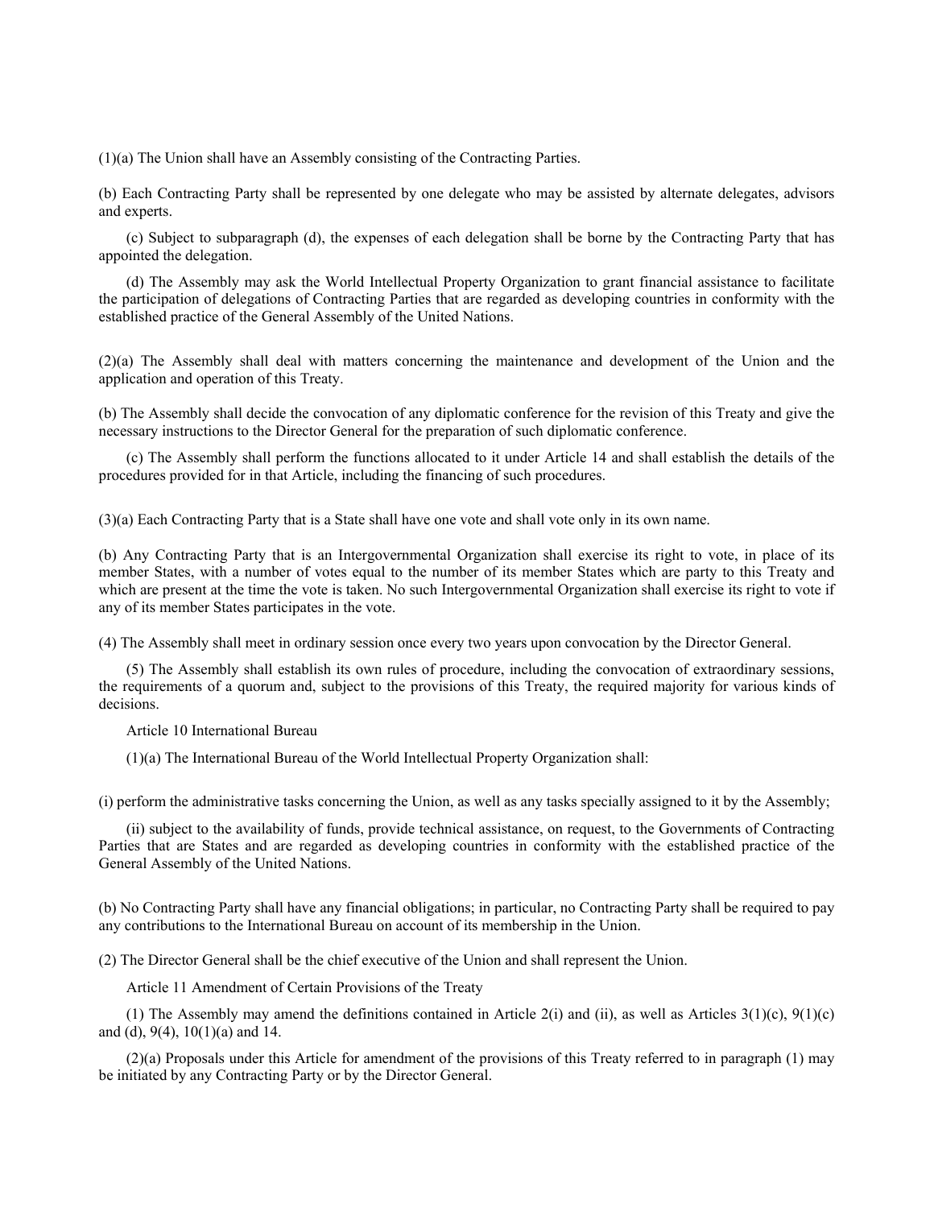(1)(a) The Union shall have an Assembly consisting of the Contracting Parties.

(b) Each Contracting Party shall be represented by one delegate who may be assisted by alternate delegates, advisors and experts.

(c) Subject to subparagraph (d), the expenses of each delegation shall be borne by the Contracting Party that has appointed the delegation.

(d) The Assembly may ask the World Intellectual Property Organization to grant financial assistance to facilitate the participation of delegations of Contracting Parties that are regarded as developing countries in conformity with the established practice of the General Assembly of the United Nations.

(2)(a) The Assembly shall deal with matters concerning the maintenance and development of the Union and the application and operation of this Treaty.

(b) The Assembly shall decide the convocation of any diplomatic conference for the revision of this Treaty and give the necessary instructions to the Director General for the preparation of such diplomatic conference.

(c) The Assembly shall perform the functions allocated to it under Article 14 and shall establish the details of the procedures provided for in that Article, including the financing of such procedures.

(3)(a) Each Contracting Party that is a State shall have one vote and shall vote only in its own name.

(b) Any Contracting Party that is an Intergovernmental Organization shall exercise its right to vote, in place of its member States, with a number of votes equal to the number of its member States which are party to this Treaty and which are present at the time the vote is taken. No such Intergovernmental Organization shall exercise its right to vote if any of its member States participates in the vote.

(4) The Assembly shall meet in ordinary session once every two years upon convocation by the Director General.

(5) The Assembly shall establish its own rules of procedure, including the convocation of extraordinary sessions, the requirements of a quorum and, subject to the provisions of this Treaty, the required majority for various kinds of decisions.

Article 10 International Bureau

(1)(a) The International Bureau of the World Intellectual Property Organization shall:

(i) perform the administrative tasks concerning the Union, as well as any tasks specially assigned to it by the Assembly;

(ii) subject to the availability of funds, provide technical assistance, on request, to the Governments of Contracting Parties that are States and are regarded as developing countries in conformity with the established practice of the General Assembly of the United Nations.

(b) No Contracting Party shall have any financial obligations; in particular, no Contracting Party shall be required to pay any contributions to the International Bureau on account of its membership in the Union.

(2) The Director General shall be the chief executive of the Union and shall represent the Union.

Article 11 Amendment of Certain Provisions of the Treaty

(1) The Assembly may amend the definitions contained in Article 2(i) and (ii), as well as Articles 3(1)(c), 9(1)(c) and (d), 9(4), 10(1)(a) and 14.

(2)(a) Proposals under this Article for amendment of the provisions of this Treaty referred to in paragraph (1) may be initiated by any Contracting Party or by the Director General.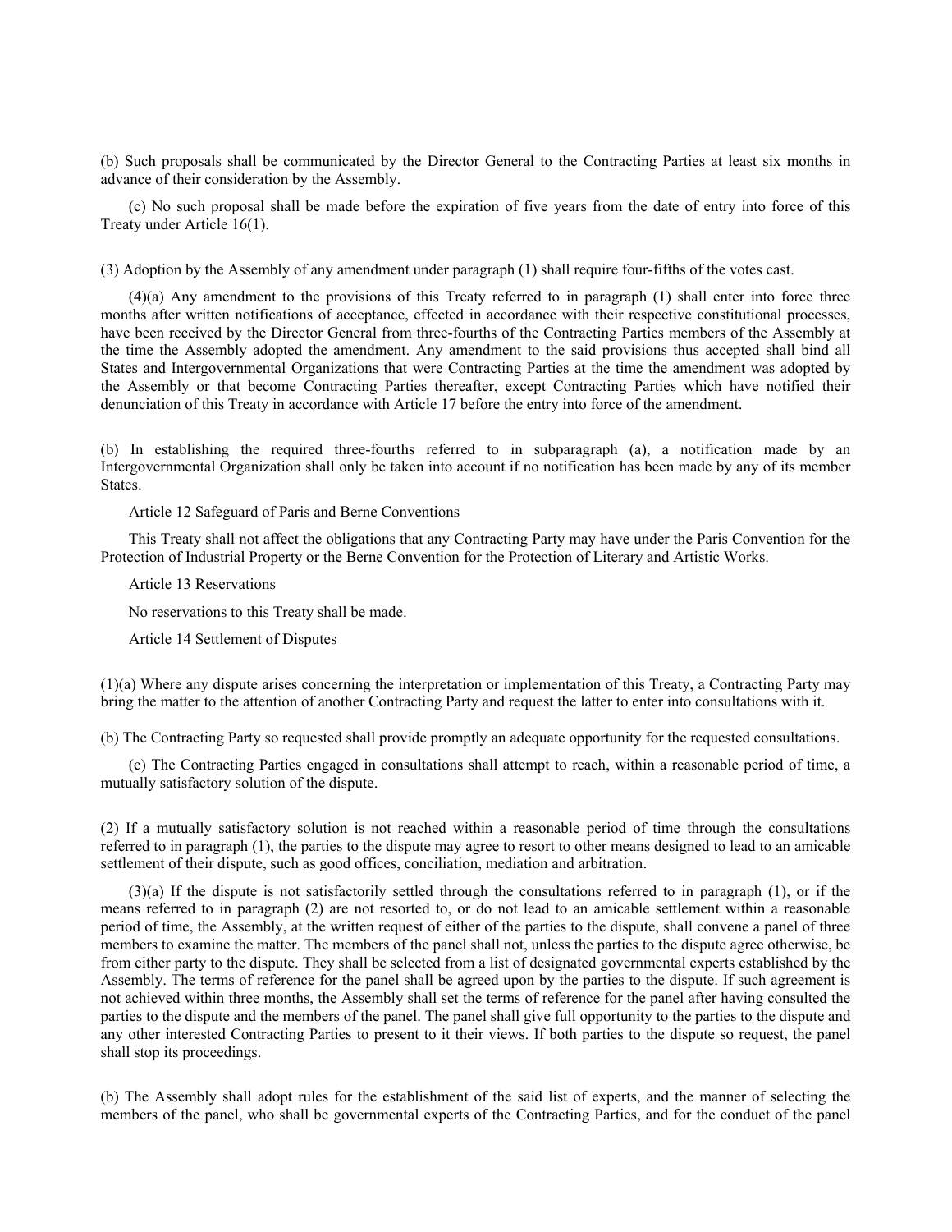(b) Such proposals shall be communicated by the Director General to the Contracting Parties at least six months in advance of their consideration by the Assembly.

(c) No such proposal shall be made before the expiration of five years from the date of entry into force of this Treaty under Article 16(1).

(3) Adoption by the Assembly of any amendment under paragraph (1) shall require four-fifths of the votes cast.

(4)(a) Any amendment to the provisions of this Treaty referred to in paragraph (1) shall enter into force three months after written notifications of acceptance, effected in accordance with their respective constitutional processes, have been received by the Director General from three-fourths of the Contracting Parties members of the Assembly at the time the Assembly adopted the amendment. Any amendment to the said provisions thus accepted shall bind all States and Intergovernmental Organizations that were Contracting Parties at the time the amendment was adopted by the Assembly or that become Contracting Parties thereafter, except Contracting Parties which have notified their denunciation of this Treaty in accordance with Article 17 before the entry into force of the amendment.

(b) In establishing the required three-fourths referred to in subparagraph (a), a notification made by an Intergovernmental Organization shall only be taken into account if no notification has been made by any of its member States.

## Article 12 Safeguard of Paris and Berne Conventions

This Treaty shall not affect the obligations that any Contracting Party may have under the Paris Convention for the Protection of Industrial Property or the Berne Convention for the Protection of Literary and Artistic Works.

## Article 13 Reservations

No reservations to this Treaty shall be made.

## Article 14 Settlement of Disputes

(1)(a) Where any dispute arises concerning the interpretation or implementation of this Treaty, a Contracting Party may bring the matter to the attention of another Contracting Party and request the latter to enter into consultations with it.

(b) The Contracting Party so requested shall provide promptly an adequate opportunity for the requested consultations.

(c) The Contracting Parties engaged in consultations shall attempt to reach, within a reasonable period of time, a mutually satisfactory solution of the dispute.

(2) If a mutually satisfactory solution is not reached within a reasonable period of time through the consultations referred to in paragraph (1), the parties to the dispute may agree to resort to other means designed to lead to an amicable settlement of their dispute, such as good offices, conciliation, mediation and arbitration.

(3)(a) If the dispute is not satisfactorily settled through the consultations referred to in paragraph (1), or if the means referred to in paragraph (2) are not resorted to, or do not lead to an amicable settlement within a reasonable period of time, the Assembly, at the written request of either of the parties to the dispute, shall convene a panel of three members to examine the matter. The members of the panel shall not, unless the parties to the dispute agree otherwise, be from either party to the dispute. They shall be selected from a list of designated governmental experts established by the Assembly. The terms of reference for the panel shall be agreed upon by the parties to the dispute. If such agreement is not achieved within three months, the Assembly shall set the terms of reference for the panel after having consulted the parties to the dispute and the members of the panel. The panel shall give full opportunity to the parties to the dispute and any other interested Contracting Parties to present to it their views. If both parties to the dispute so request, the panel shall stop its proceedings.

(b) The Assembly shall adopt rules for the establishment of the said list of experts, and the manner of selecting the members of the panel, who shall be governmental experts of the Contracting Parties, and for the conduct of the panel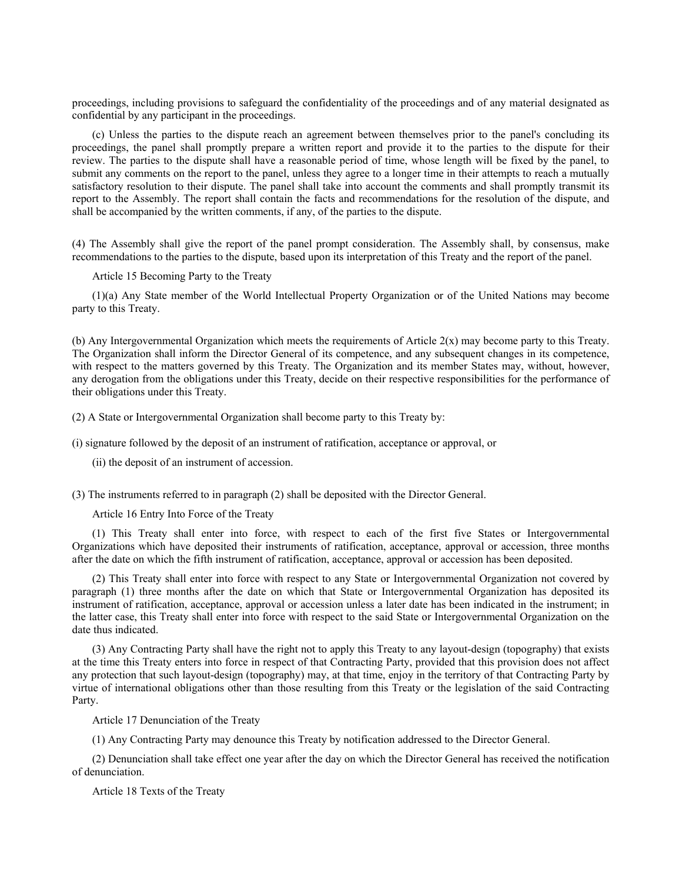proceedings, including provisions to safeguard the confidentiality of the proceedings and of any material designated as confidential by any participant in the proceedings.

(c) Unless the parties to the dispute reach an agreement between themselves prior to the panel's concluding its proceedings, the panel shall promptly prepare a written report and provide it to the parties to the dispute for their review. The parties to the dispute shall have a reasonable period of time, whose length will be fixed by the panel, to submit any comments on the report to the panel, unless they agree to a longer time in their attempts to reach a mutually satisfactory resolution to their dispute. The panel shall take into account the comments and shall promptly transmit its report to the Assembly. The report shall contain the facts and recommendations for the resolution of the dispute, and shall be accompanied by the written comments, if any, of the parties to the dispute.

(4) The Assembly shall give the report of the panel prompt consideration. The Assembly shall, by consensus, make recommendations to the parties to the dispute, based upon its interpretation of this Treaty and the report of the panel.

Article 15 Becoming Party to the Treaty

(1)(a) Any State member of the World Intellectual Property Organization or of the United Nations may become party to this Treaty.

(b) Any Intergovernmental Organization which meets the requirements of Article 2(x) may become party to this Treaty. The Organization shall inform the Director General of its competence, and any subsequent changes in its competence, with respect to the matters governed by this Treaty. The Organization and its member States may, without, however, any derogation from the obligations under this Treaty, decide on their respective responsibilities for the performance of their obligations under this Treaty.

(2) A State or Intergovernmental Organization shall become party to this Treaty by:

(i) signature followed by the deposit of an instrument of ratification, acceptance or approval, or

(ii) the deposit of an instrument of accession.

(3) The instruments referred to in paragraph (2) shall be deposited with the Director General.

Article 16 Entry Into Force of the Treaty

(1) This Treaty shall enter into force, with respect to each of the first five States or Intergovernmental Organizations which have deposited their instruments of ratification, acceptance, approval or accession, three months after the date on which the fifth instrument of ratification, acceptance, approval or accession has been deposited.

(2) This Treaty shall enter into force with respect to any State or Intergovernmental Organization not covered by paragraph (1) three months after the date on which that State or Intergovernmental Organization has deposited its instrument of ratification, acceptance, approval or accession unless a later date has been indicated in the instrument; in the latter case, this Treaty shall enter into force with respect to the said State or Intergovernmental Organization on the date thus indicated.

(3) Any Contracting Party shall have the right not to apply this Treaty to any layout-design (topography) that exists at the time this Treaty enters into force in respect of that Contracting Party, provided that this provision does not affect any protection that such layout-design (topography) may, at that time, enjoy in the territory of that Contracting Party by virtue of international obligations other than those resulting from this Treaty or the legislation of the said Contracting Party.

Article 17 Denunciation of the Treaty

(1) Any Contracting Party may denounce this Treaty by notification addressed to the Director General.

(2) Denunciation shall take effect one year after the day on which the Director General has received the notification of denunciation.

Article 18 Texts of the Treaty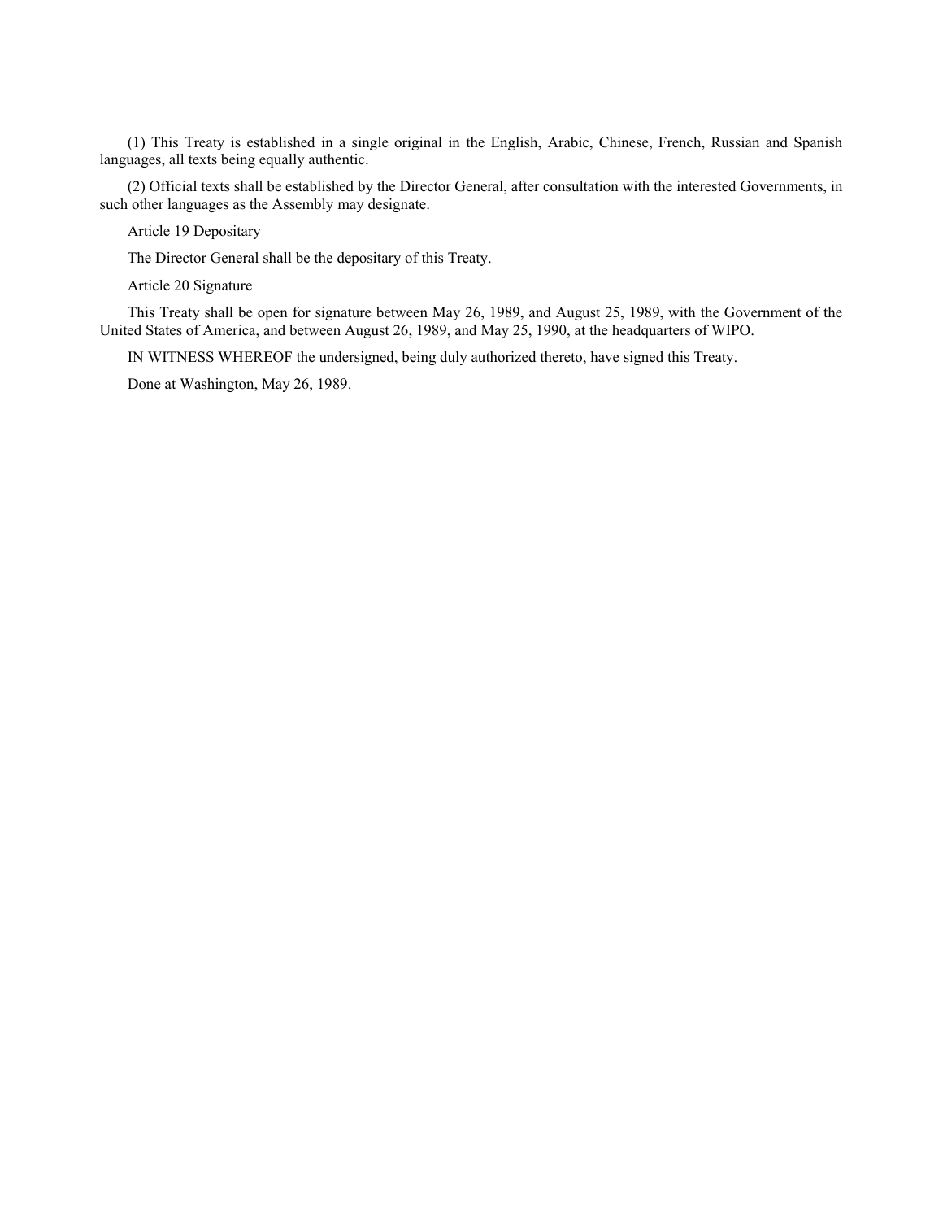(1) This Treaty is established in a single original in the English, Arabic, Chinese, French, Russian and Spanish languages, all texts being equally authentic.

(2) Official texts shall be established by the Director General, after consultation with the interested Governments, in such other languages as the Assembly may designate.

Article 19 Depositary

The Director General shall be the depositary of this Treaty.

Article 20 Signature

This Treaty shall be open for signature between May 26, 1989, and August 25, 1989, with the Government of the United States of America, and between August 26, 1989, and May 25, 1990, at the headquarters of WIPO.

IN WITNESS WHEREOF the undersigned, being duly authorized thereto, have signed this Treaty.

Done at Washington, May 26, 1989.